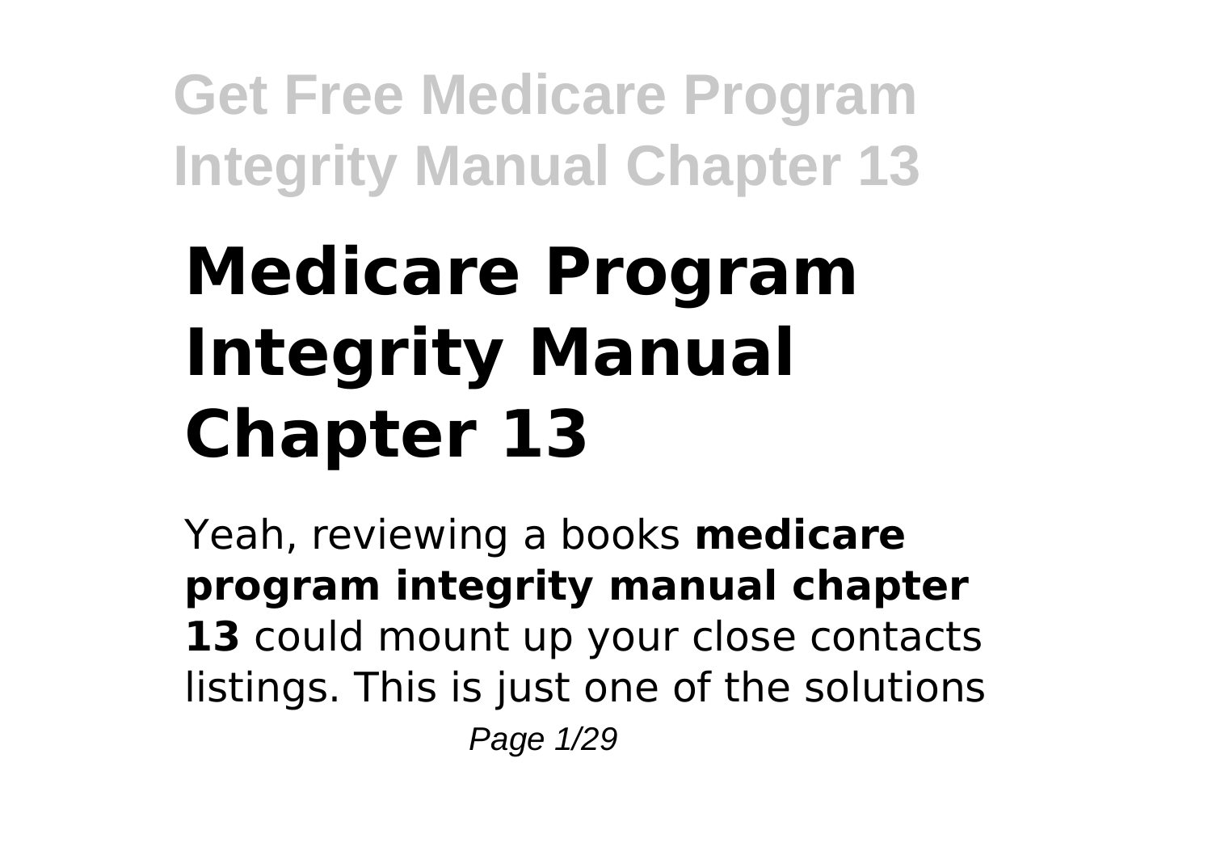# Medicare Program Integrity Manual Chapter 13

Yeah, reviewing a books **medicare program integrity manual chapter 13** could mount up your close contacts listings. This is just one of the solutions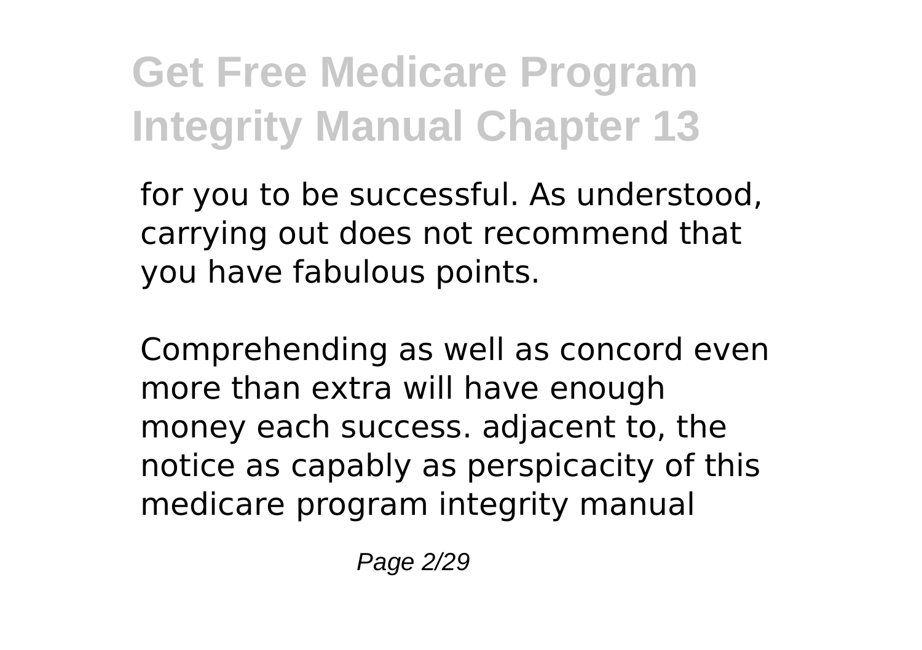for you to be successful. As understood, carrying out does not recommend that you have fabulous points.

Comprehending as well as concord even more than extra will have enough money each success. adjacent to, the notice as capably as perspicacity of this medicare program integrity manual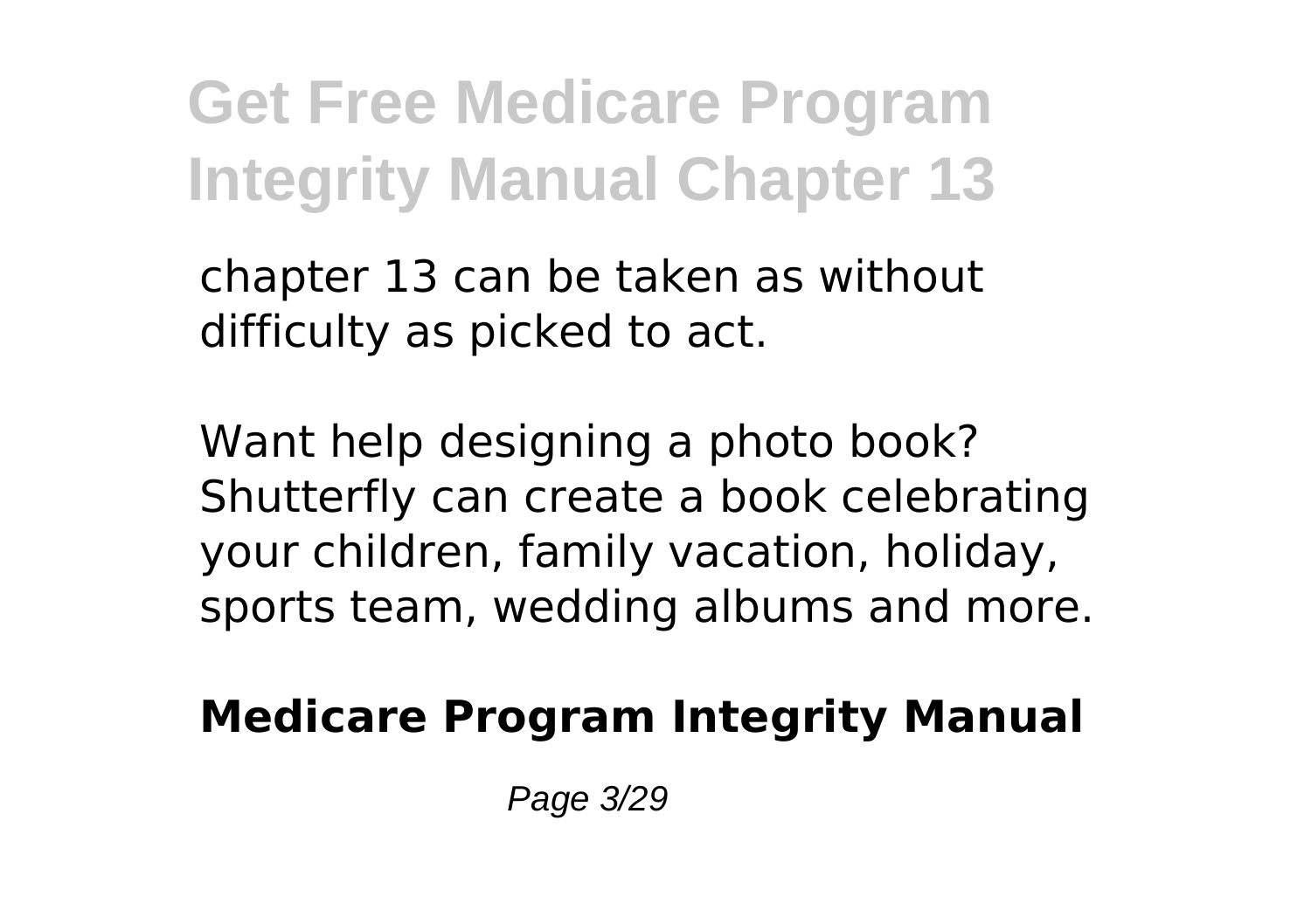chapter 13 can be taken as without difficulty as picked to act.

Want help designing a photo book? Shutterfly can create a book celebrating your children, family vacation, holiday, sports team, wedding albums and more.

**Medicare Program Integrity Manual**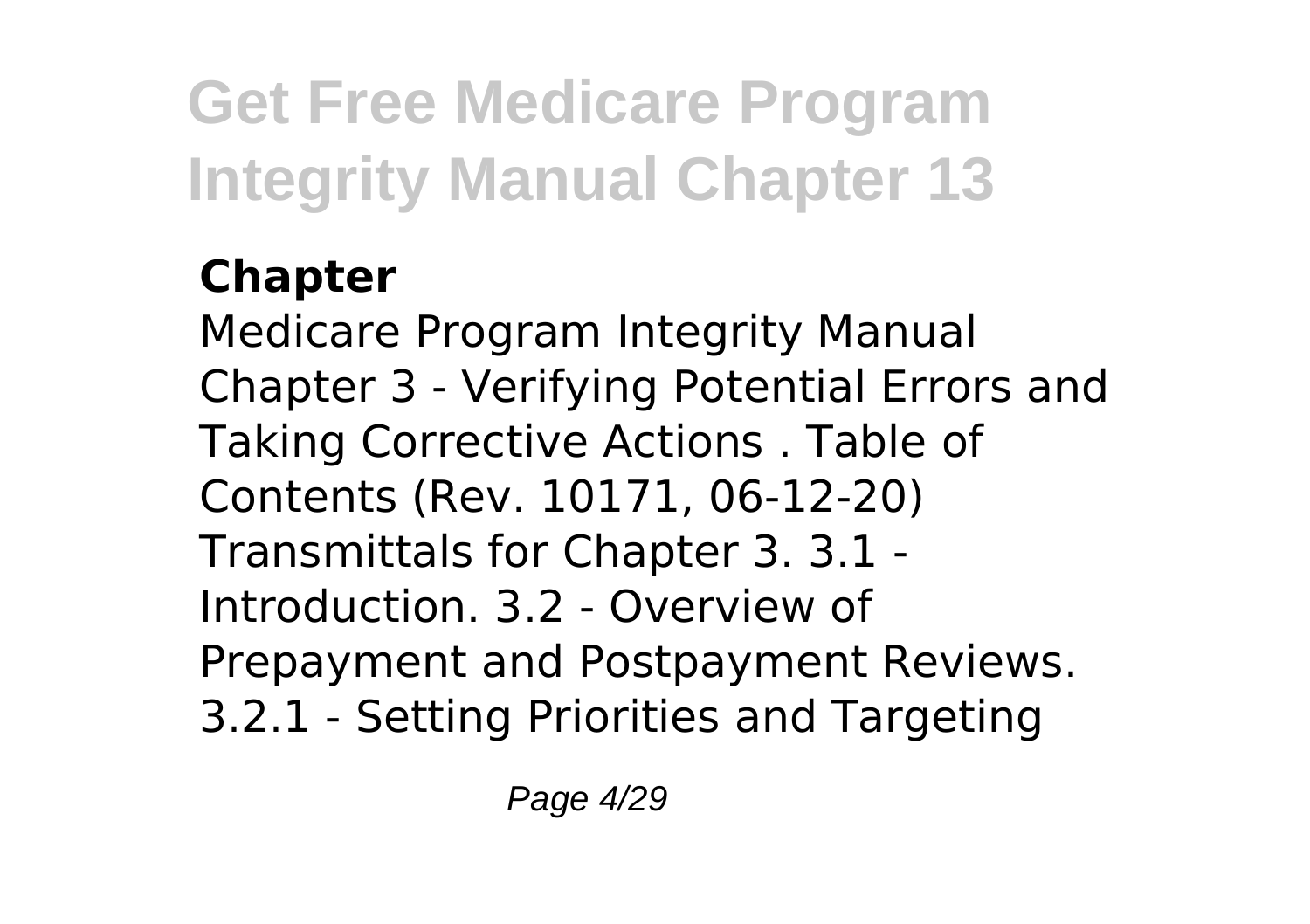### Chapter

Medicare Program Integrity Manual Chapter 3 - Verifying Potential Errors and Taking Corrective Actions . Table of Contents (Rev. 10171, 06-12-20) Transmittals for Chapter 3. 3.1 - Introduction. 3.2 - Overview of Prepayment and Postpayment Reviews. 3.2.1 - Setting Priorities and Targeting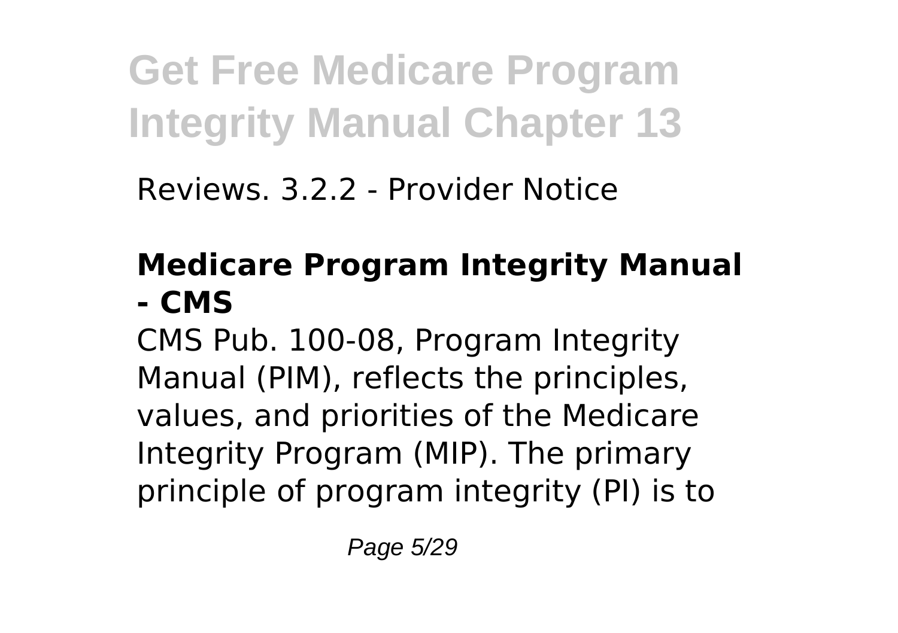Reviews. 3.2.2 - Provider Notice

## Medicare Program Integrity Manual - CMS

CMS Pub. 100-08, Program Integrity Manual (PIM), reflects the principles, values, and priorities of the Medicare Integrity Program (MIP). The primary principle of program integrity (PI) is to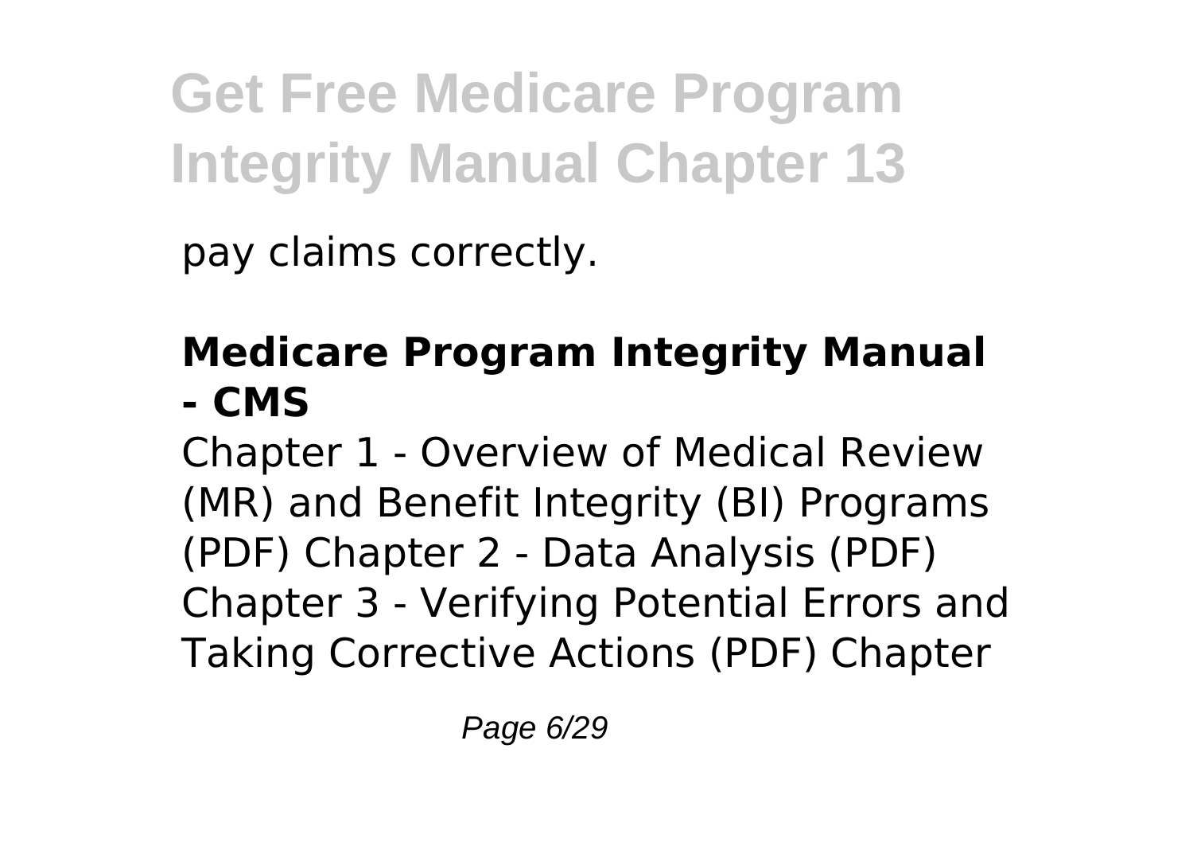pay claims correctly.

**Medicare Program Integrity Manual - CMS**

Chapter 1 - Overview of Medical Review (MR) and Benefit Integrity (BI) Programs (PDF) Chapter 2 - Data Analysis (PDF) Chapter 3 - Verifying Potential Errors and Taking Corrective Actions (PDF) Chapter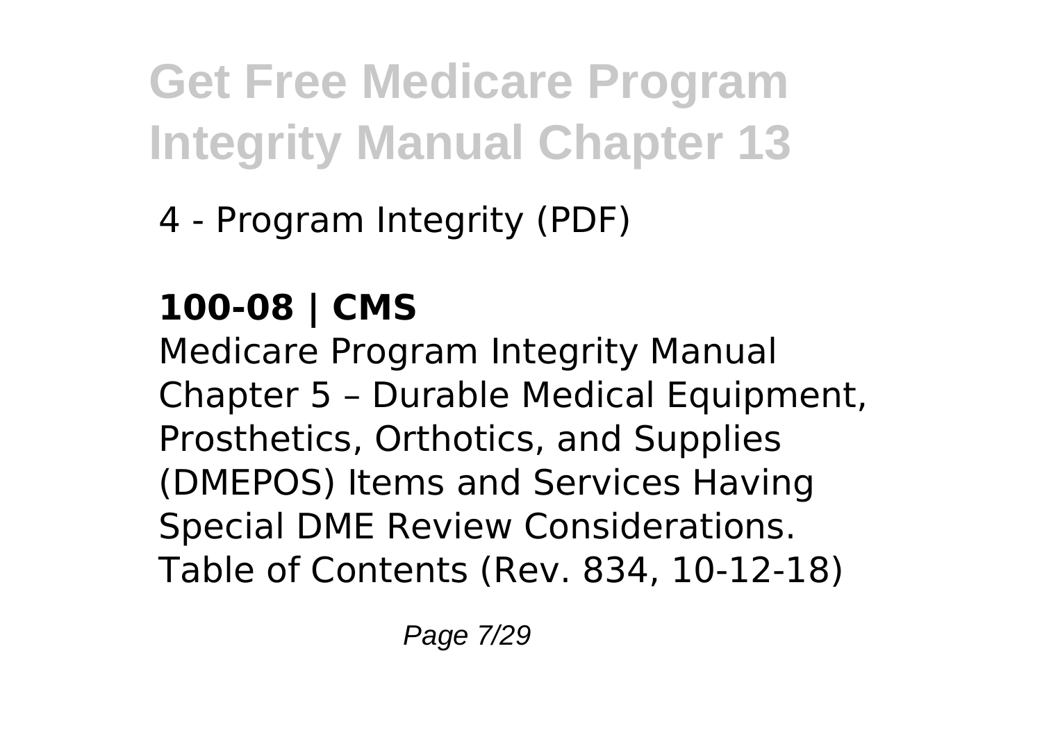4 - Program Integrity (PDF)

**100-08 | CMS**

Medicare Program Integrity Manual Chapter 5 – Durable Medical Equipment, Prosthetics, Orthotics, and Supplies (DMEPOS) Items and Services Having Special DME Review Considerations. Table of Contents (Rev. 834, 10-12-18)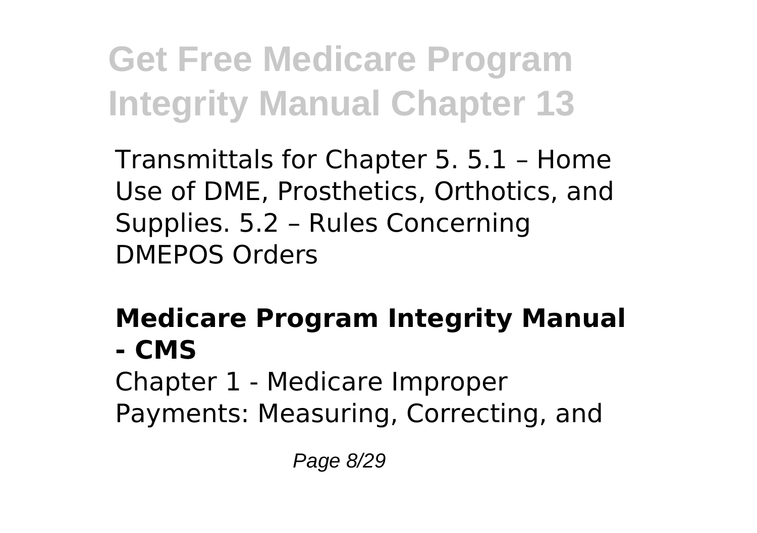Transmittals for Chapter 5. 5.1 – Home Use of DME, Prosthetics, Orthotics, and Supplies. 5.2 – Rules Concerning DMEPOS Orders

**Medicare Program Integrity Manual - CMS**

Chapter 1 - Medicare Improper Payments: Measuring, Correcting, and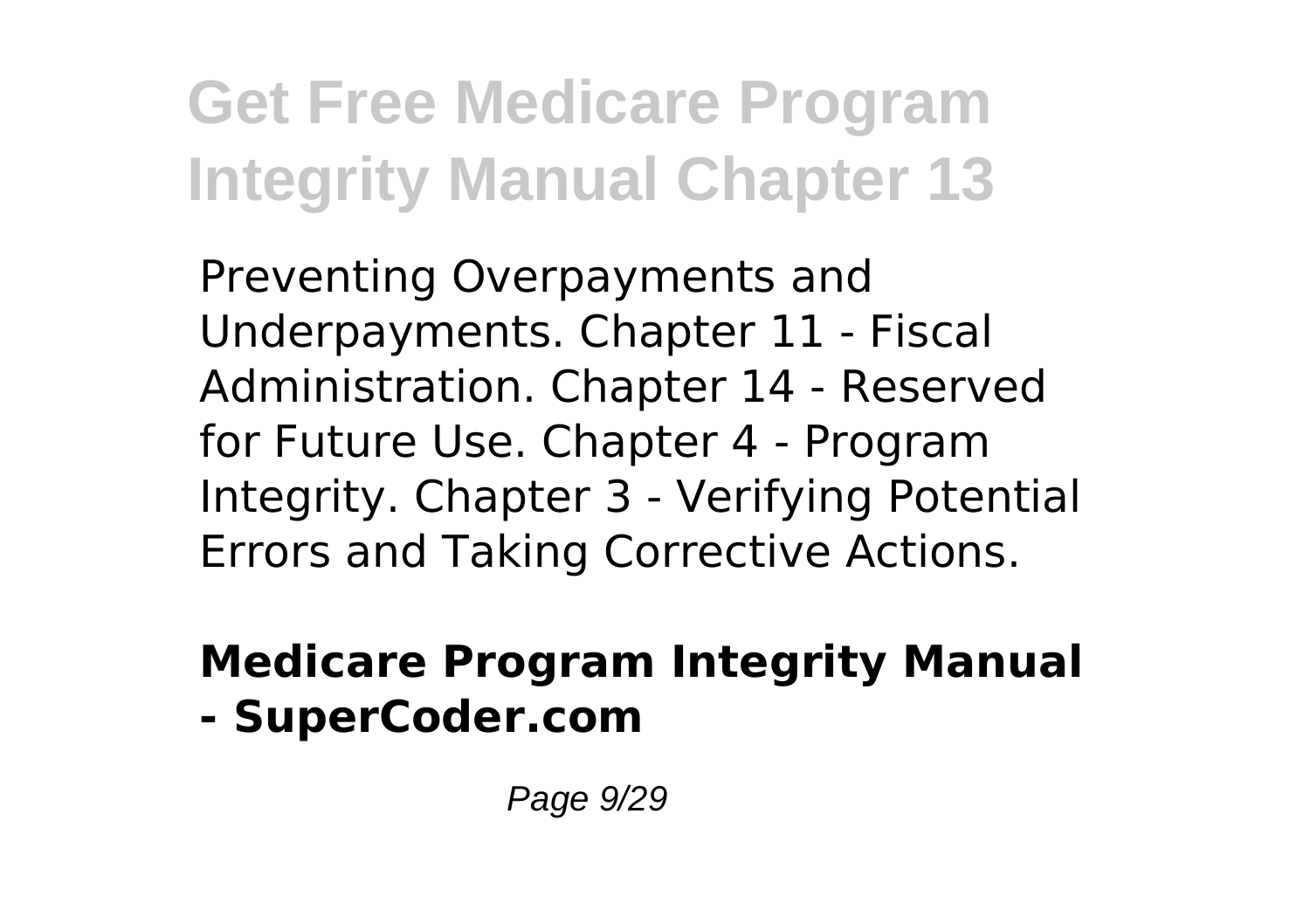Preventing Overpayments and Underpayments. Chapter 11 - Fiscal Administration. Chapter 14 - Reserved for Future Use. Chapter 4 - Program Integrity. Chapter 3 - Verifying Potential Errors and Taking Corrective Actions.

**Medicare Program Integrity Manual - SuperCoder.com**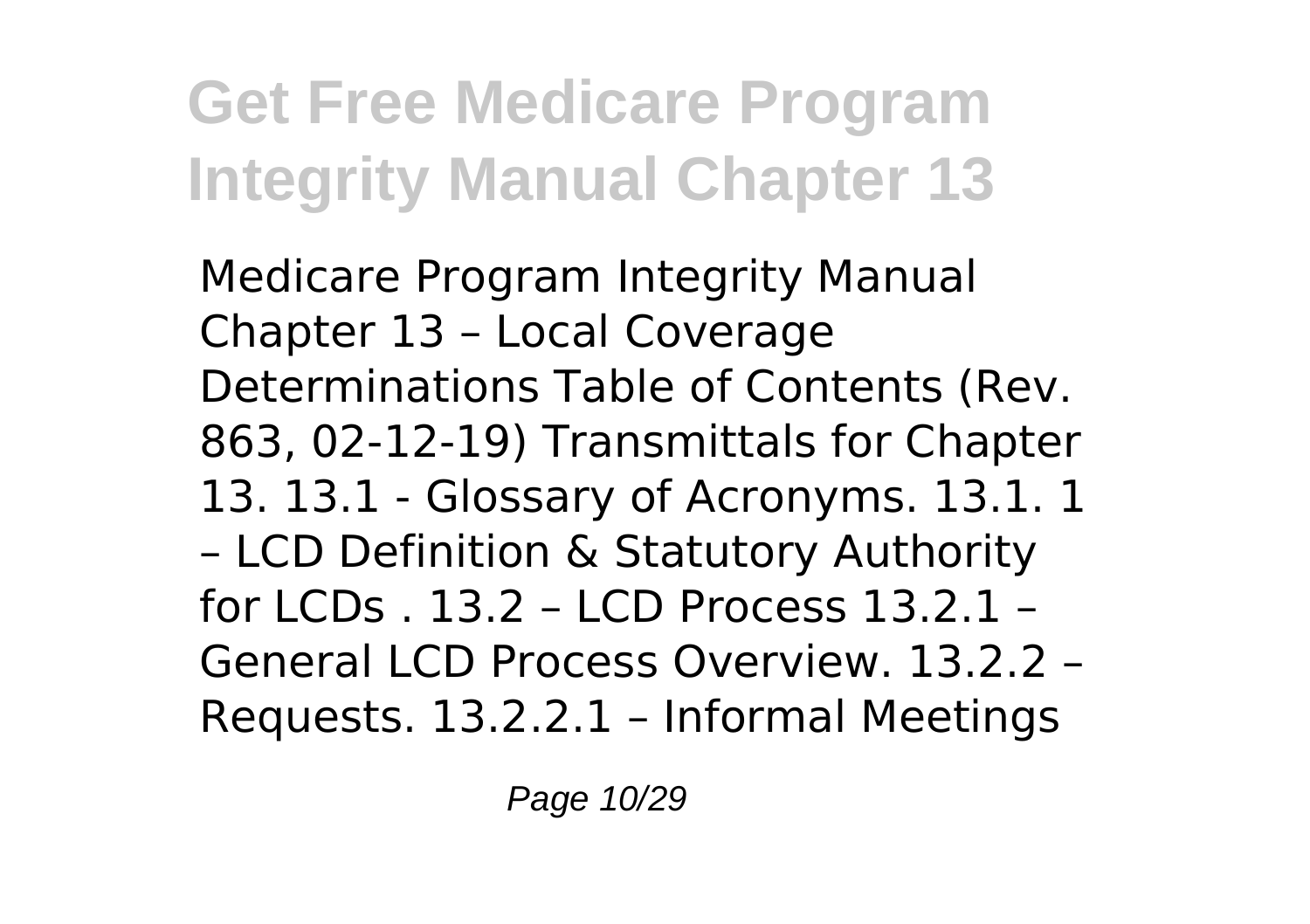Medicare Program Integrity Manual Chapter 13 – Local Coverage Determinations Table of Contents (Rev. 863, 02-12-19) Transmittals for Chapter 13. 13.1 - Glossary of Acronyms. 13.1. 1 – LCD Definition & Statutory Authority for LCDs . 13.2 – LCD Process 13.2.1 – General LCD Process Overview. 13.2.2 – Requests. 13.2.2.1 – Informal Meetings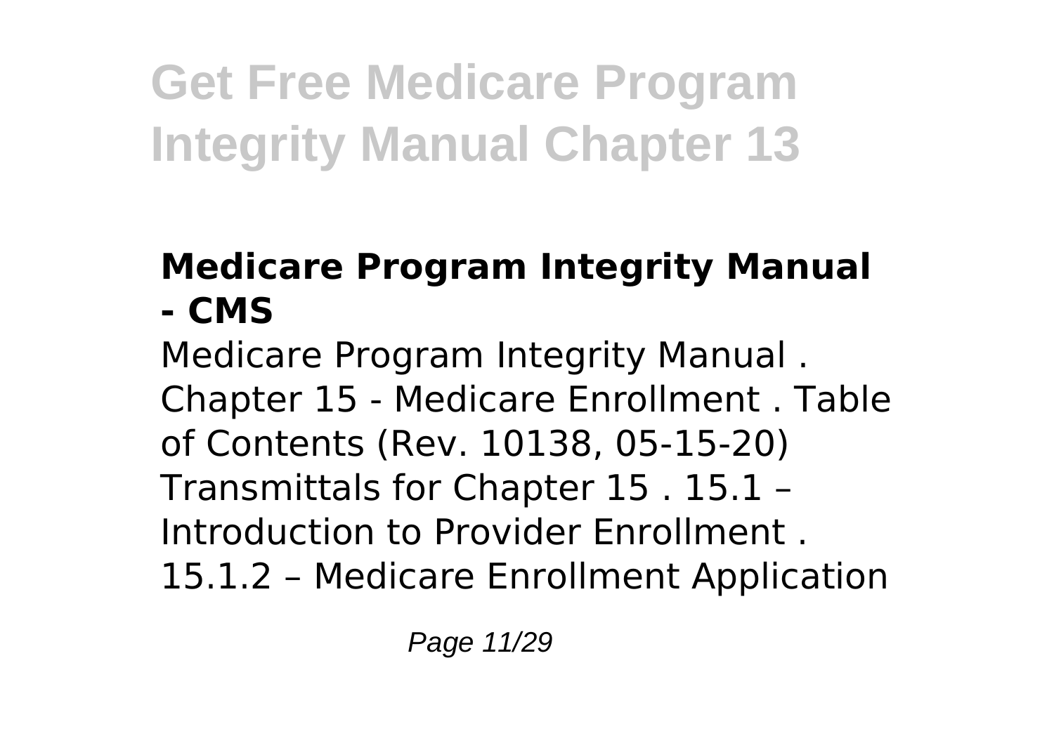### Medicare Program Integrity Manual - CMS

Medicare Program Integrity Manual . Chapter 15 - Medicare Enrollment . Table of Contents (Rev. 10138, 05-15-20) Transmittals for Chapter 15 . 15.1 – Introduction to Provider Enrollment . 15.1.2 – Medicare Enrollment Application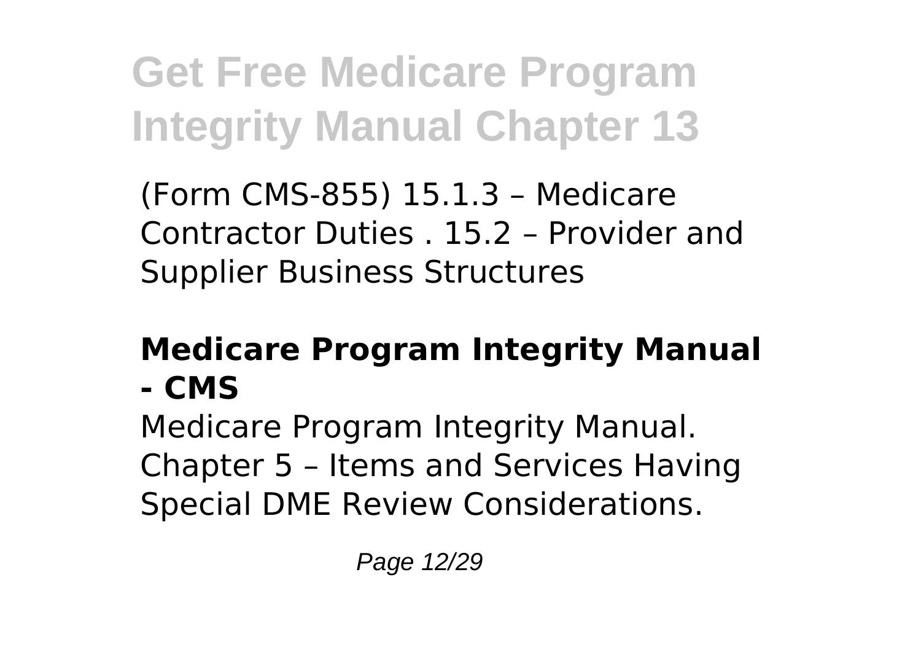(Form CMS-855) 15.1.3 – Medicare Contractor Duties . 15.2 – Provider and Supplier Business Structures

### Medicare Program Integrity Manual - CMS

Medicare Program Integrity Manual. Chapter 5 – Items and Services Having Special DME Review Considerations.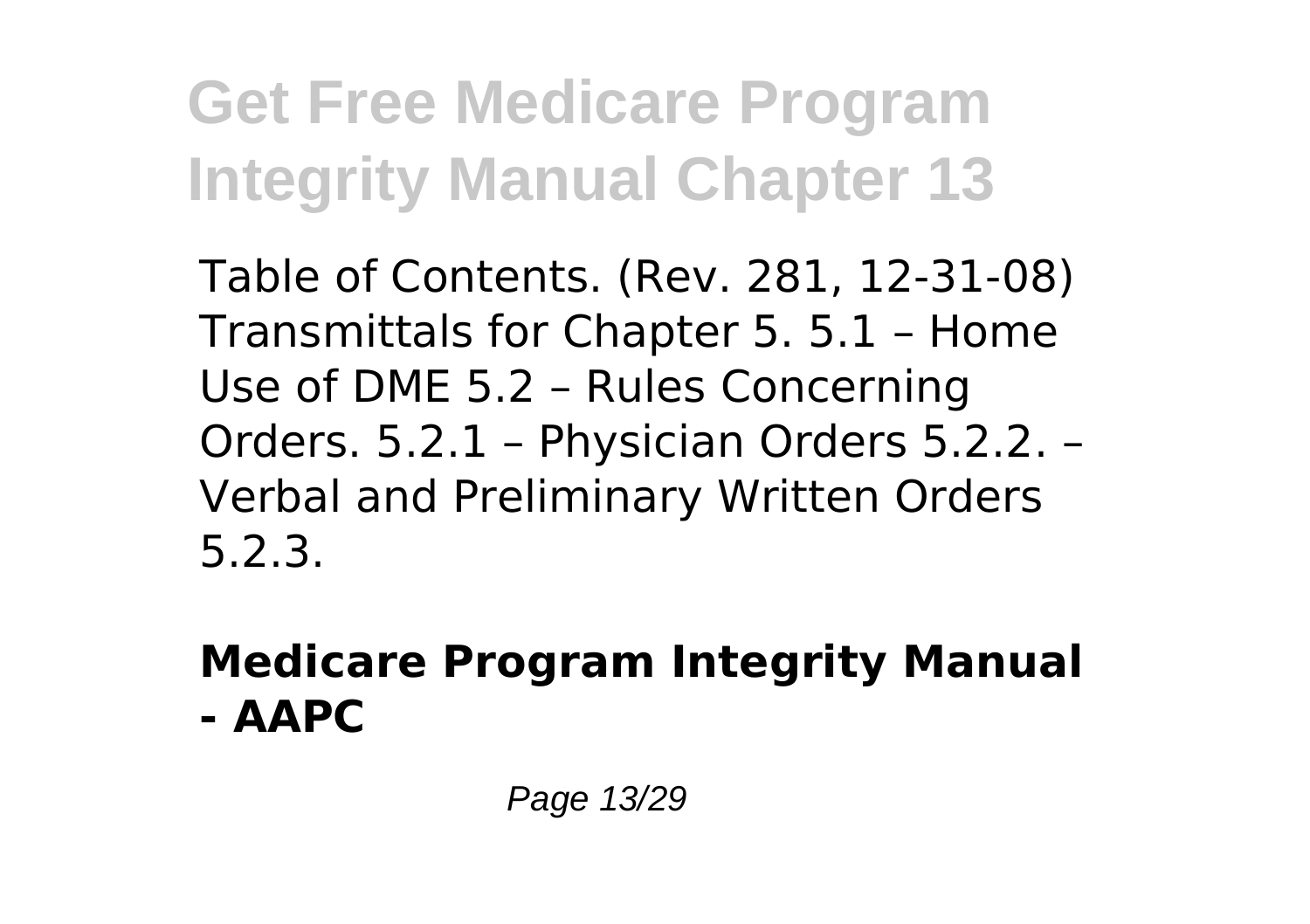Table of Contents. (Rev. 281, 12-31-08) Transmittals for Chapter 5. 5.1 – Home Use of DME 5.2 – Rules Concerning Orders. 5.2.1 – Physician Orders 5.2.2. – Verbal and Preliminary Written Orders 5.2.3.

## Medicare Program Integrity Manual - AAPC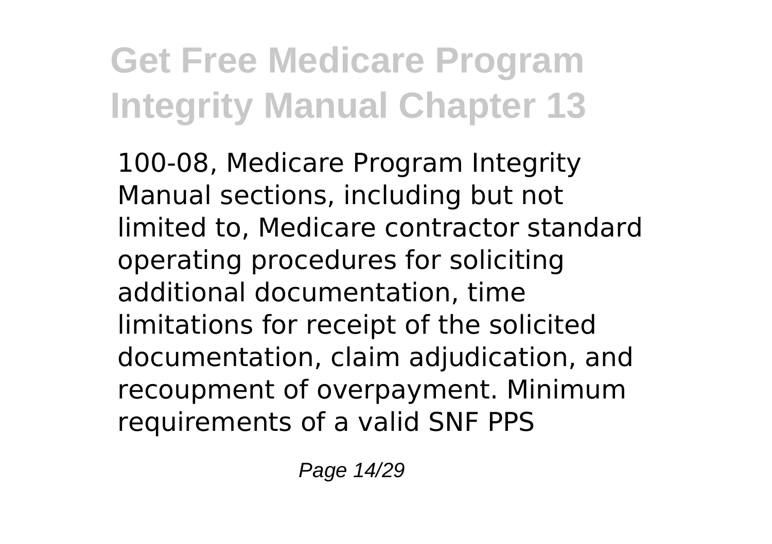100-08, Medicare Program Integrity Manual sections, including but not limited to, Medicare contractor standard operating procedures for soliciting additional documentation, time limitations for receipt of the solicited documentation, claim adjudication, and recoupment of overpayment. Minimum requirements of a valid SNF PPS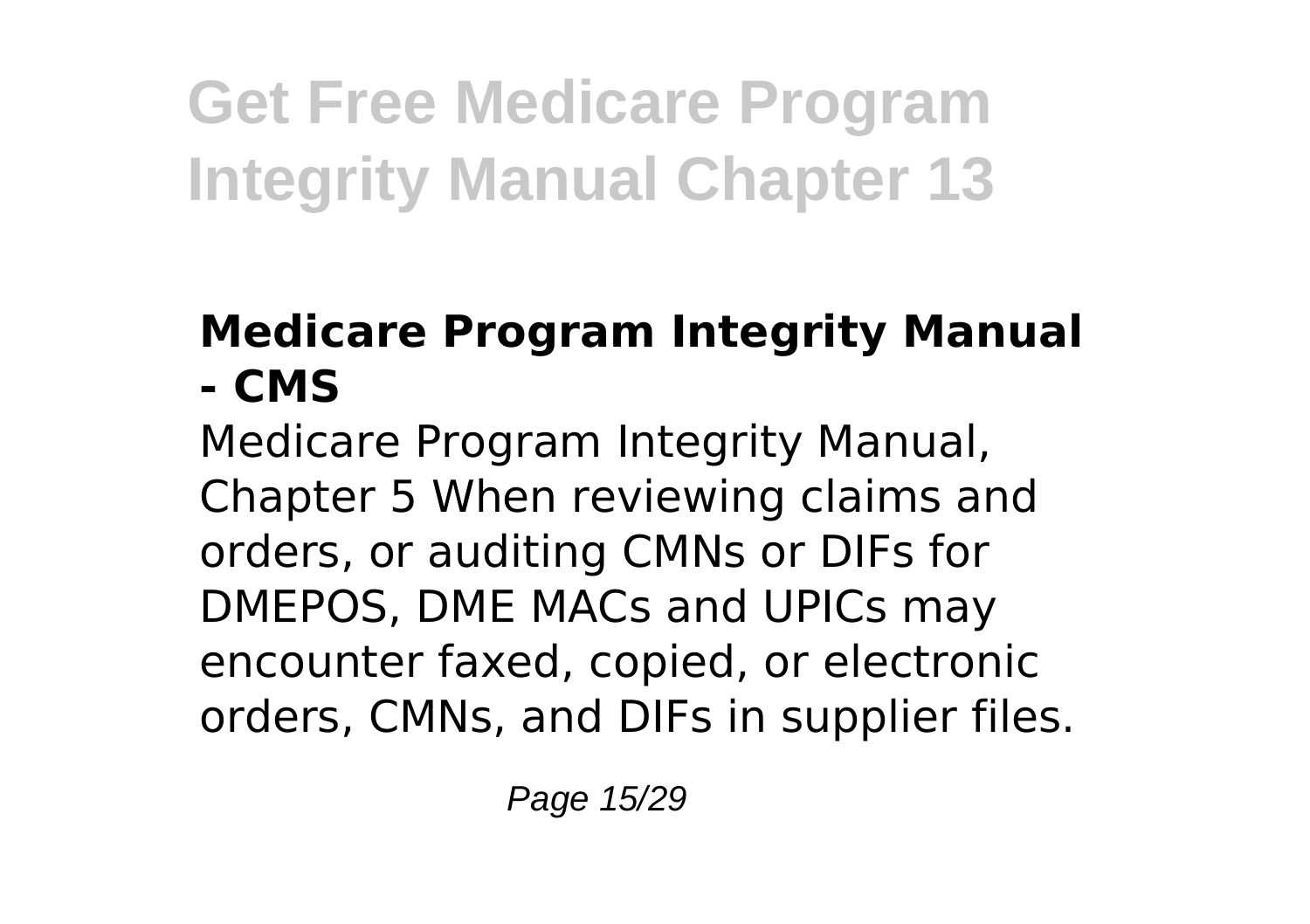### Medicare Program Integrity Manual - CMS

Medicare Program Integrity Manual, Chapter 5 When reviewing claims and orders, or auditing CMNs or DIFs for DMEPOS, DME MACs and UPICs may encounter faxed, copied, or electronic orders, CMNs, and DIFs in supplier files.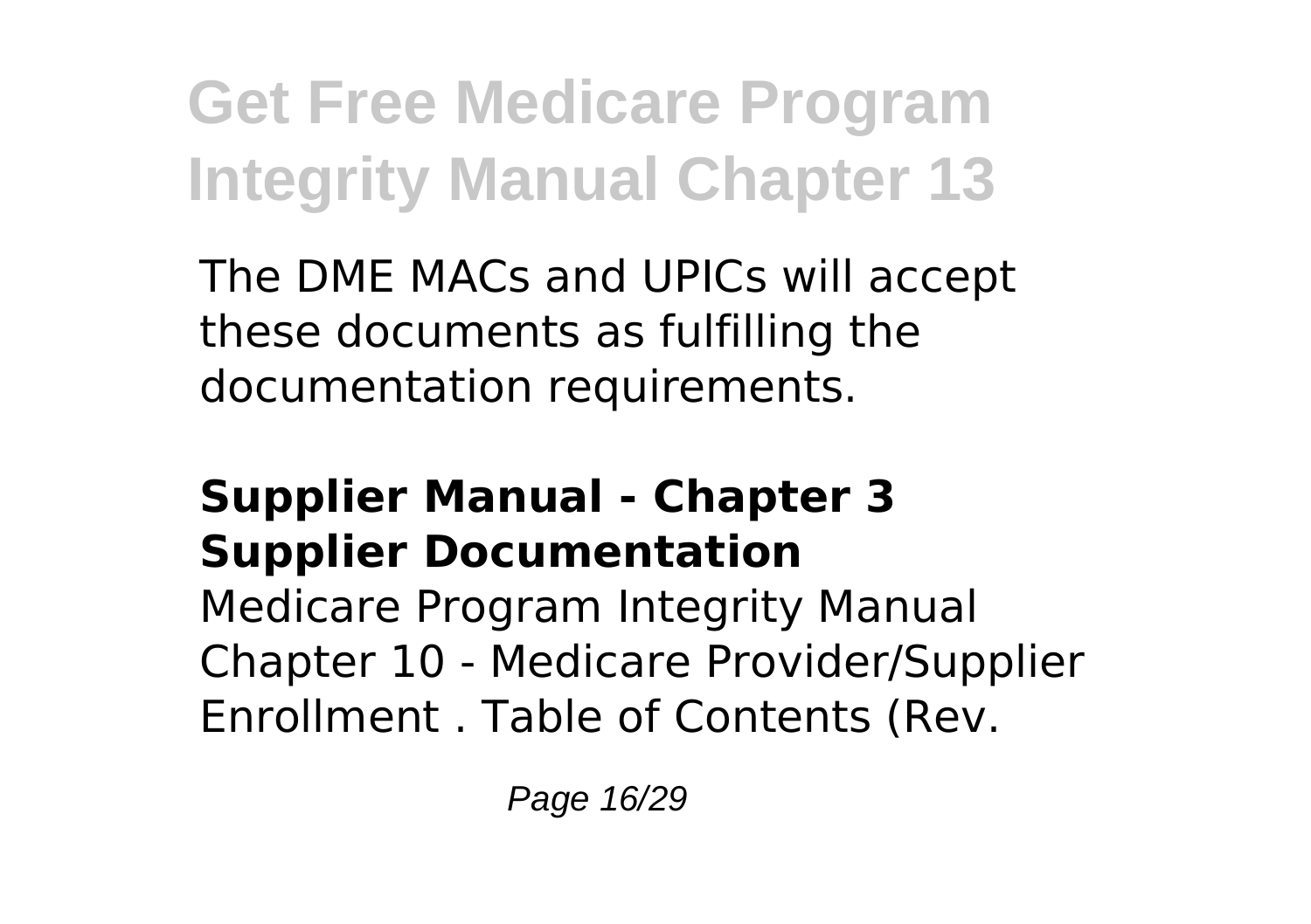The DME MACs and UPICs will accept these documents as fulfilling the documentation requirements.

### Supplier Manual - Chapter 3 Supplier Documentation

Medicare Program Integrity Manual Chapter 10 - Medicare Provider/Supplier Enrollment . Table of Contents (Rev.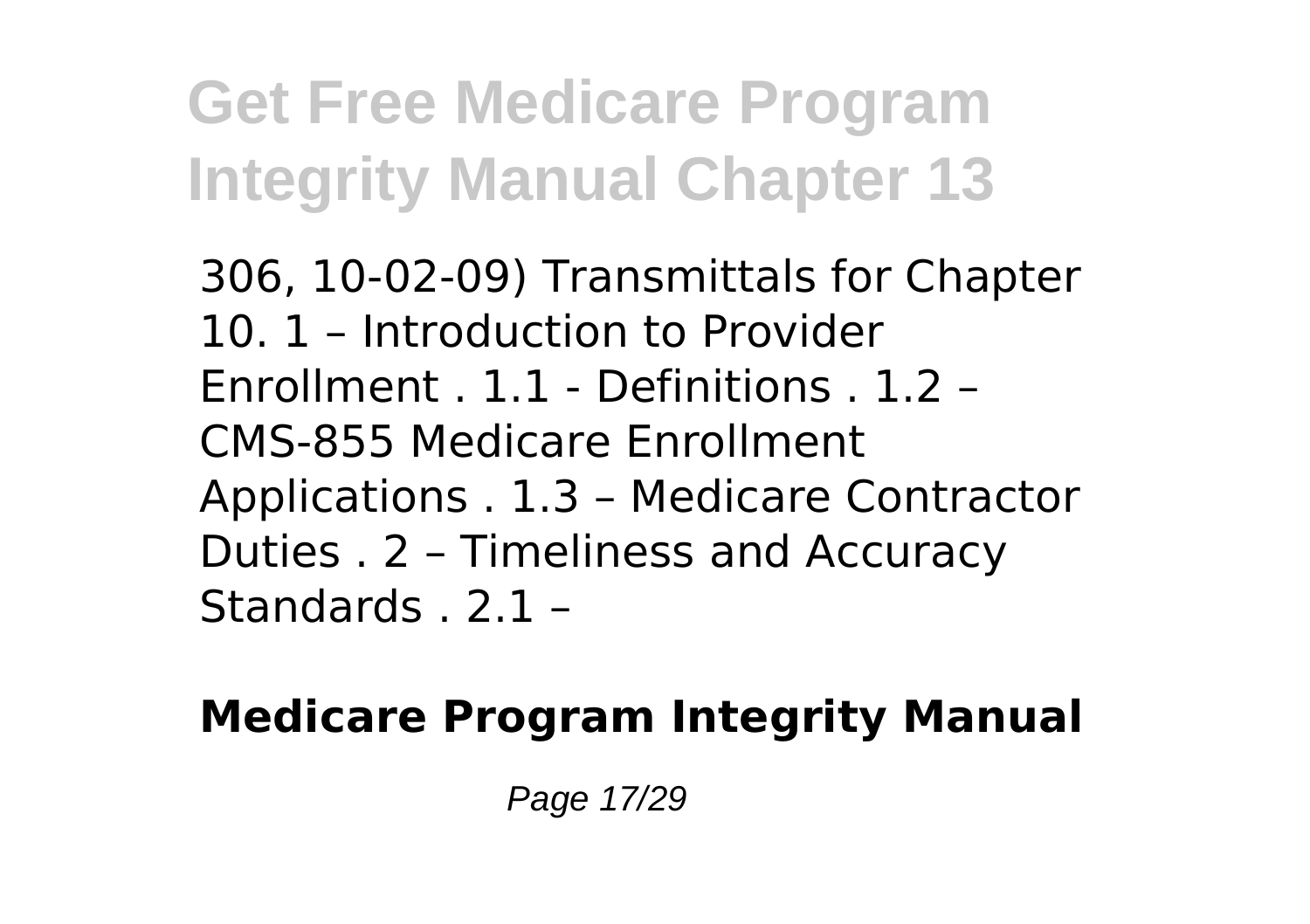306, 10-02-09) Transmittals for Chapter 10. 1 – Introduction to Provider Enrollment . 1.1 - Definitions . 1.2 – CMS-855 Medicare Enrollment Applications . 1.3 – Medicare Contractor Duties . 2 – Timeliness and Accuracy Standards . 2.1 –

**Medicare Program Integrity Manual**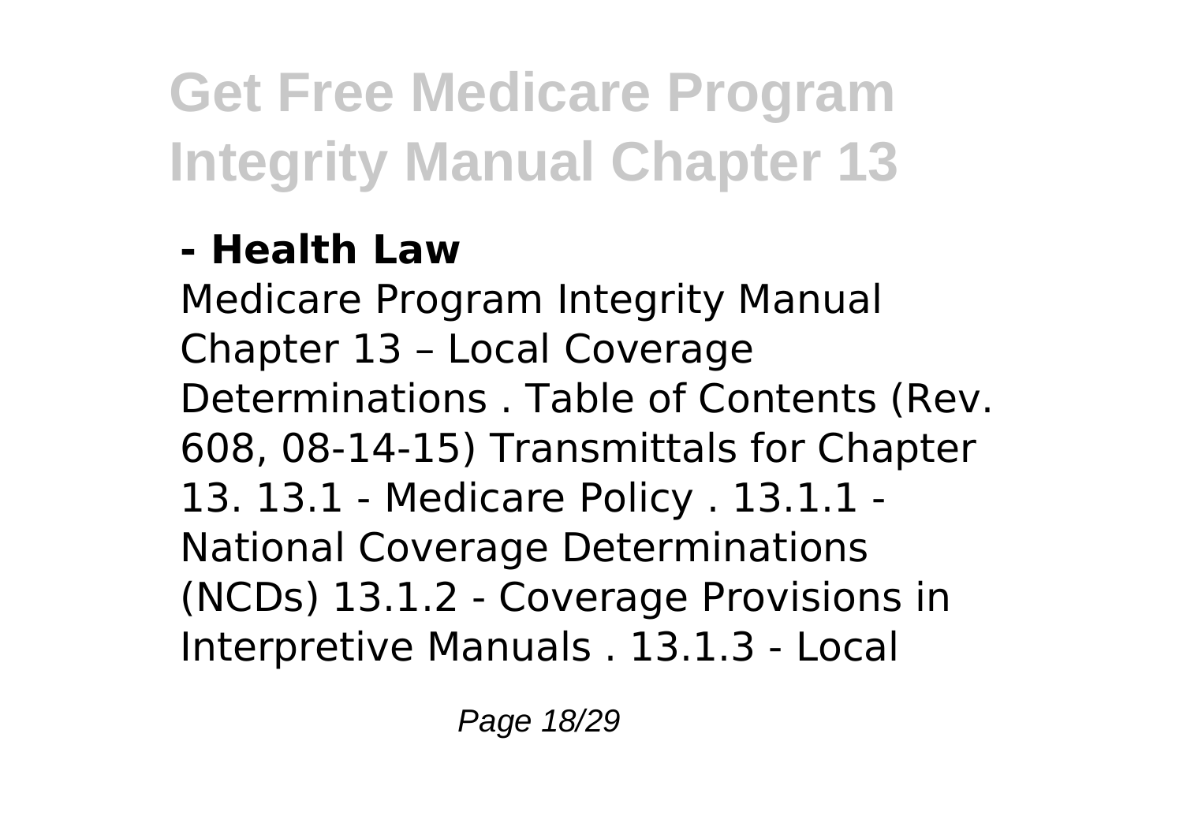**- Health Law**

Medicare Program Integrity Manual Chapter 13 – Local Coverage Determinations . Table of Contents (Rev. 608, 08-14-15) Transmittals for Chapter 13. 13.1 - Medicare Policy . 13.1.1 - National Coverage Determinations (NCDs) 13.1.2 - Coverage Provisions in Interpretive Manuals . 13.1.3 - Local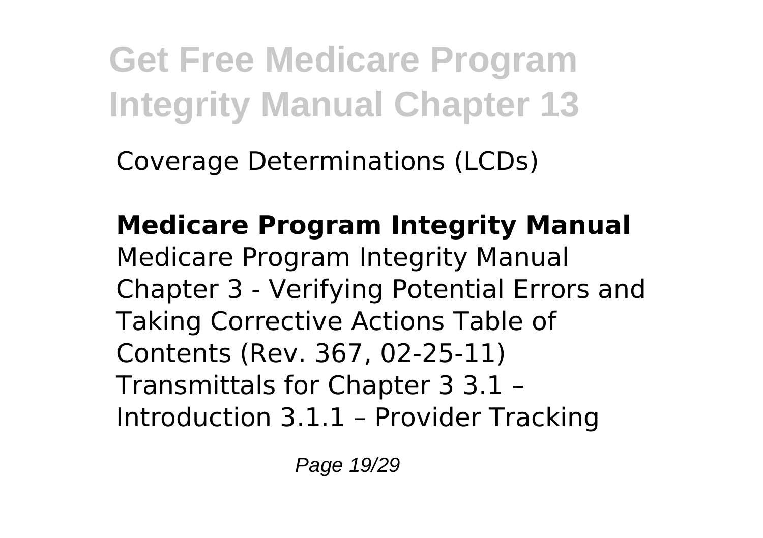Coverage Determinations (LCDs)

**Medicare Program Integrity Manual**

Medicare Program Integrity Manual Chapter 3 - Verifying Potential Errors and Taking Corrective Actions Table of Contents (Rev. 367, 02-25-11) Transmittals for Chapter 3 3.1 – Introduction 3.1.1 – Provider Tracking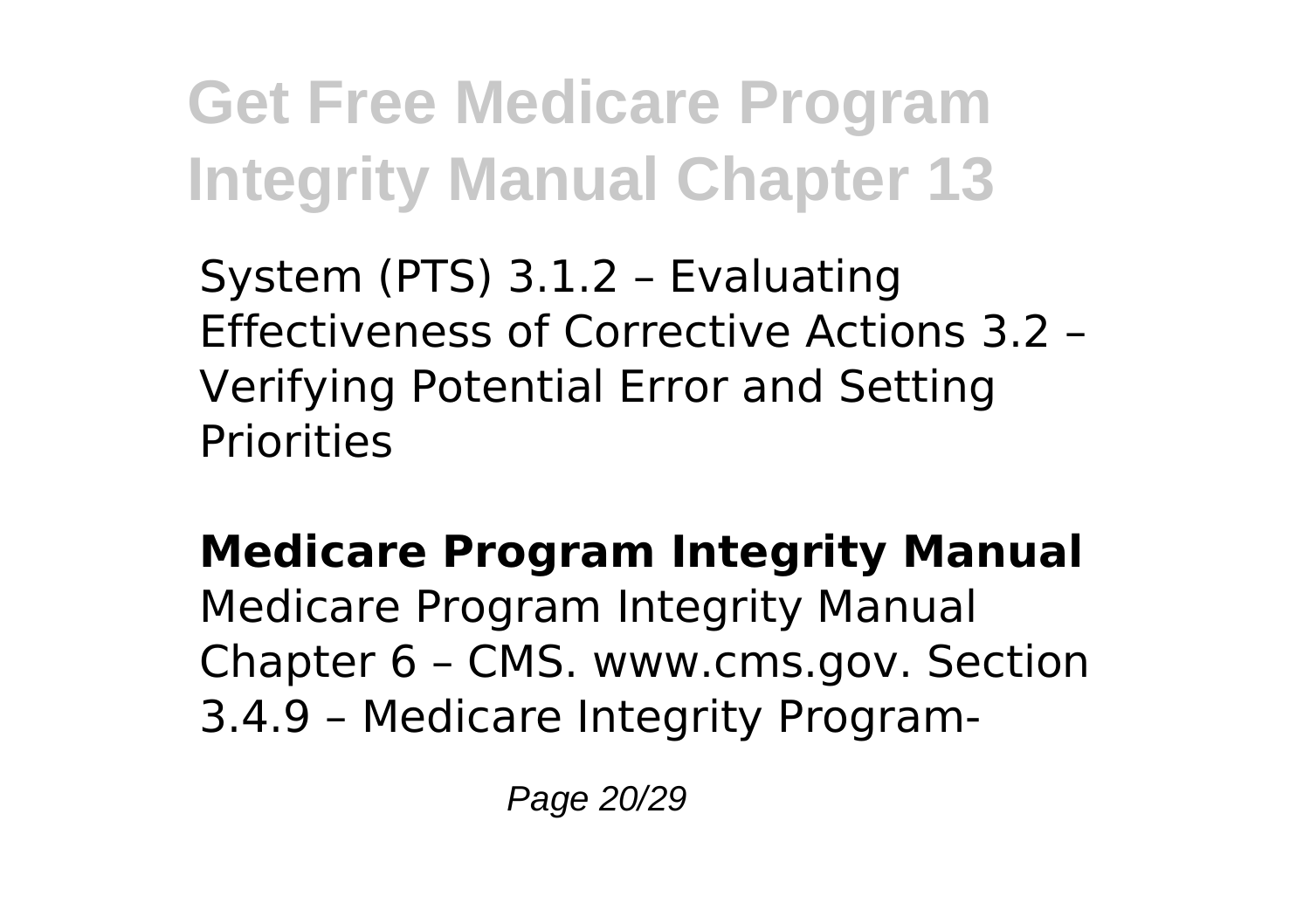System (PTS) 3.1.2 – Evaluating Effectiveness of Corrective Actions 3.2 – Verifying Potential Error and Setting Priorities

**Medicare Program Integrity Manual**

Medicare Program Integrity Manual Chapter 6 – CMS. www.cms.gov. Section 3.4.9 – Medicare Integrity Program-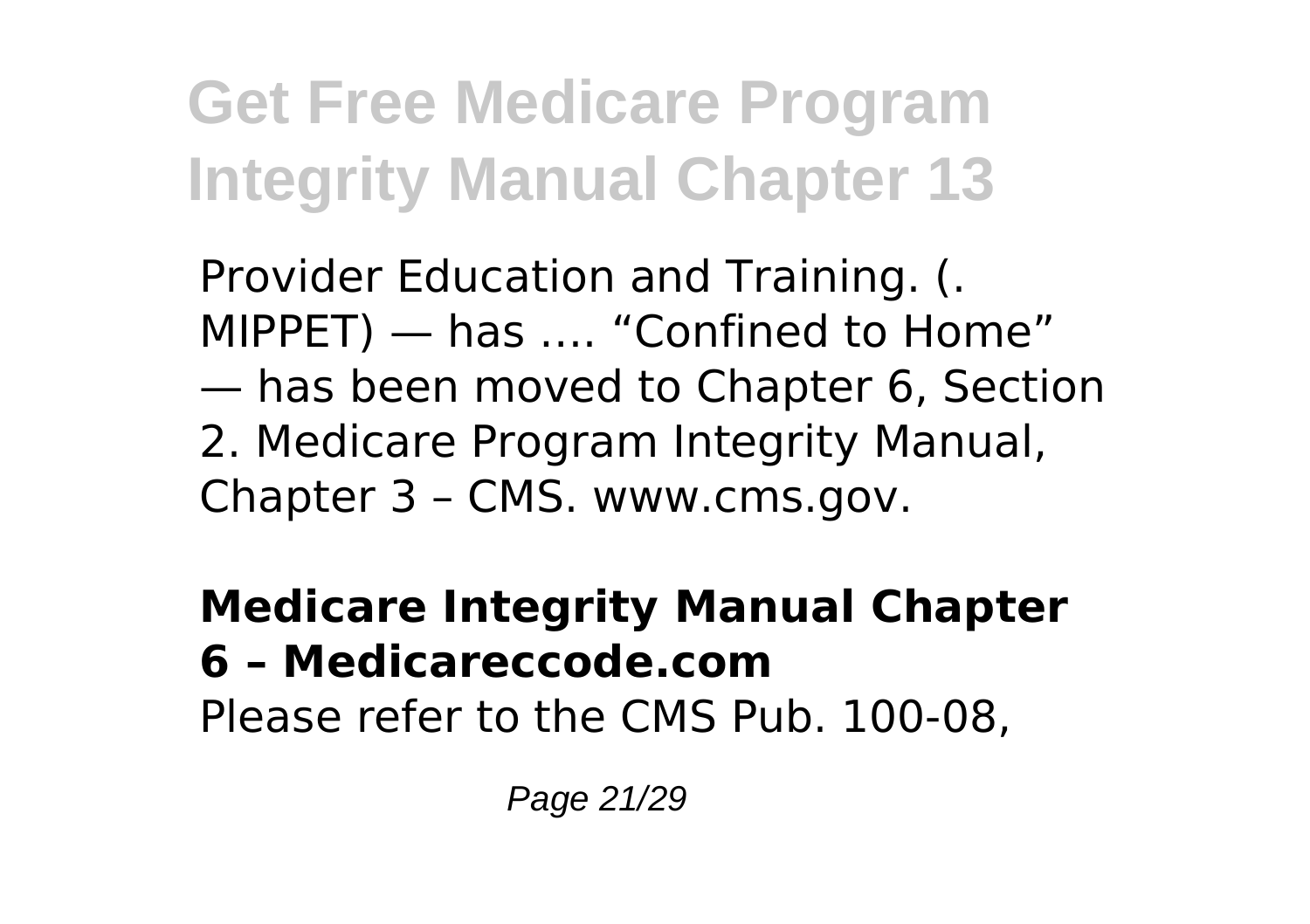Provider Education and Training. (. MIPPET) — has …. "Confined to Home" — has been moved to Chapter 6, Section 2. Medicare Program Integrity Manual, Chapter 3 – CMS. www.cms.gov.

**Medicare Integrity Manual Chapter 6 – Medicareccode.com**

Please refer to the CMS Pub. 100-08,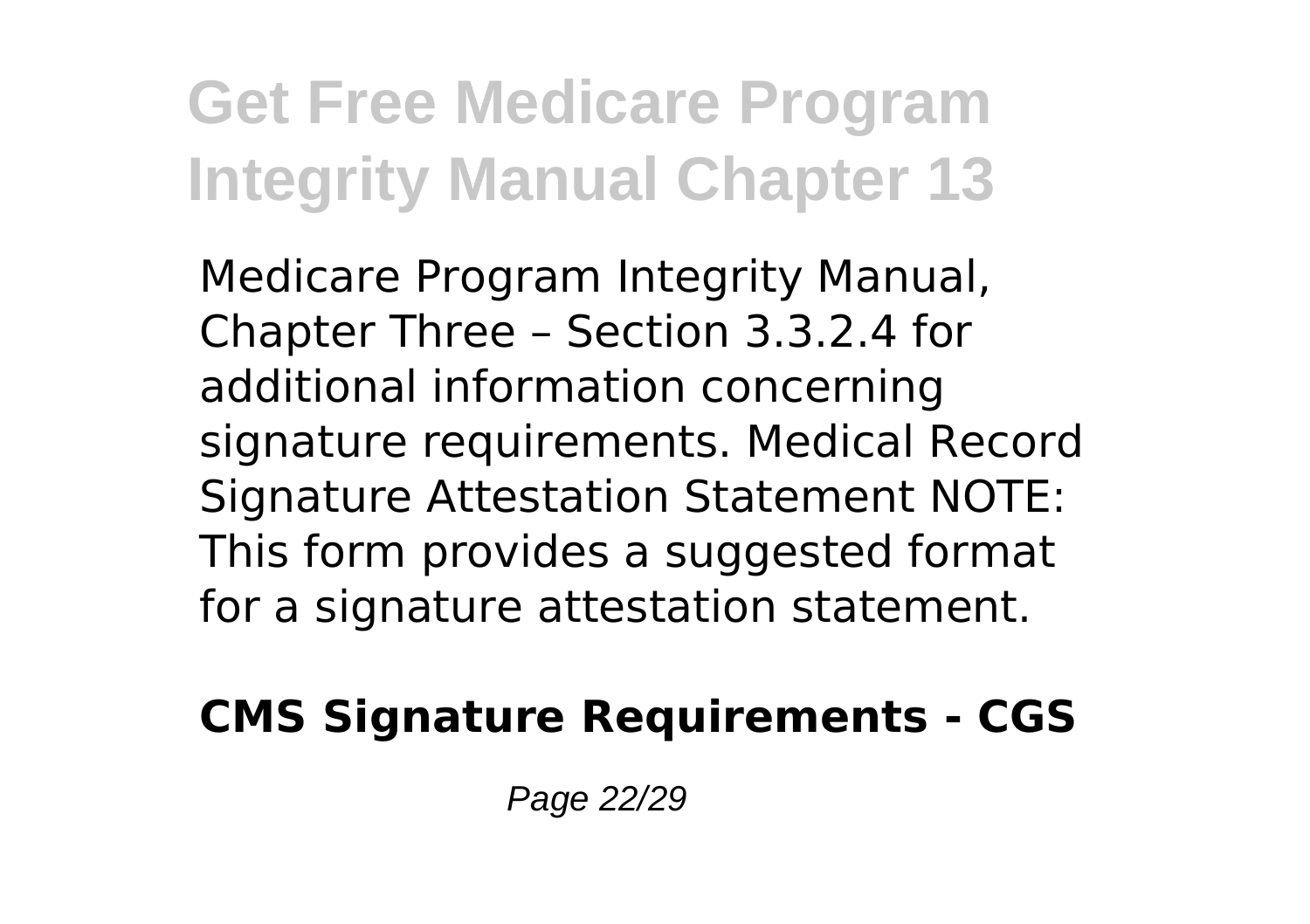Medicare Program Integrity Manual, Chapter Three – Section 3.3.2.4 for additional information concerning signature requirements. Medical Record Signature Attestation Statement NOTE: This form provides a suggested format for a signature attestation statement.

**CMS Signature Requirements - CGS**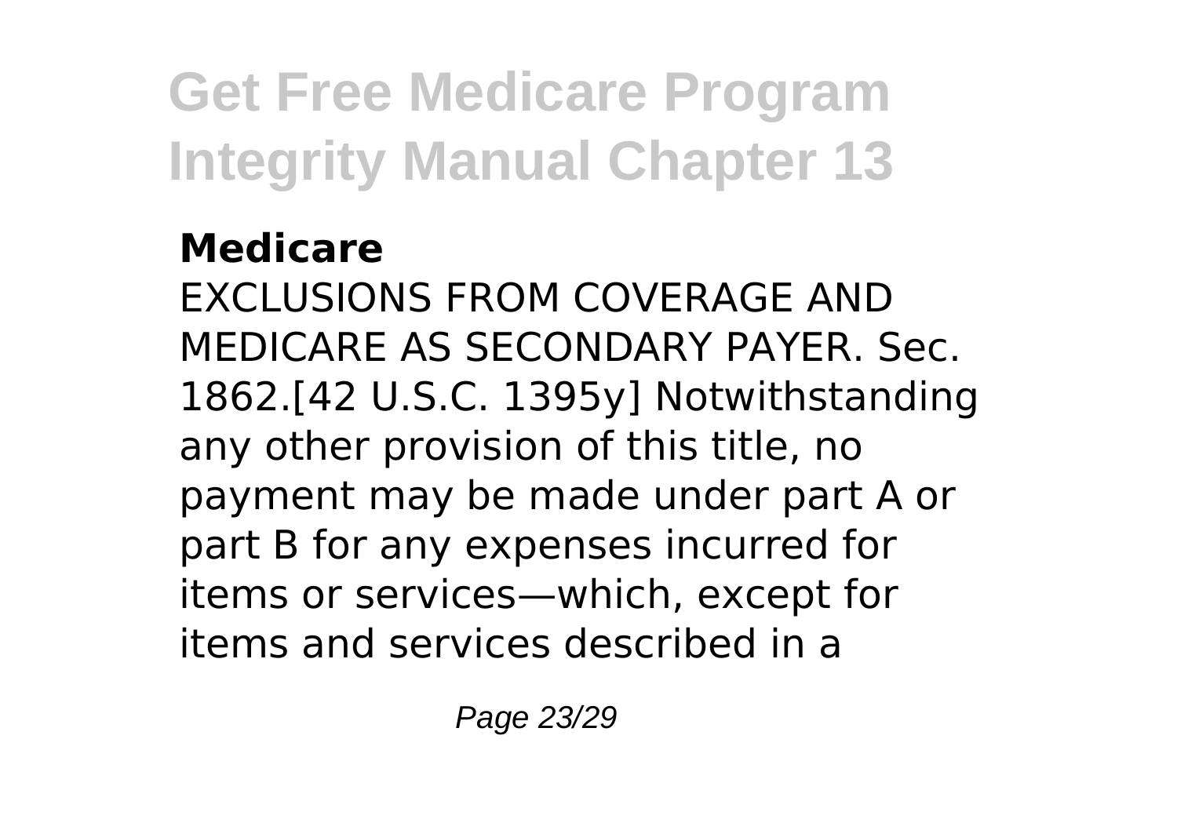### Medicare

EXCLUSIONS FROM COVERAGE AND MEDICARE AS SECONDARY PAYER. Sec. 1862.[42 U.S.C. 1395y] Notwithstanding any other provision of this title, no payment may be made under part A or part B for any expenses incurred for items or services—which, except for items and services described in a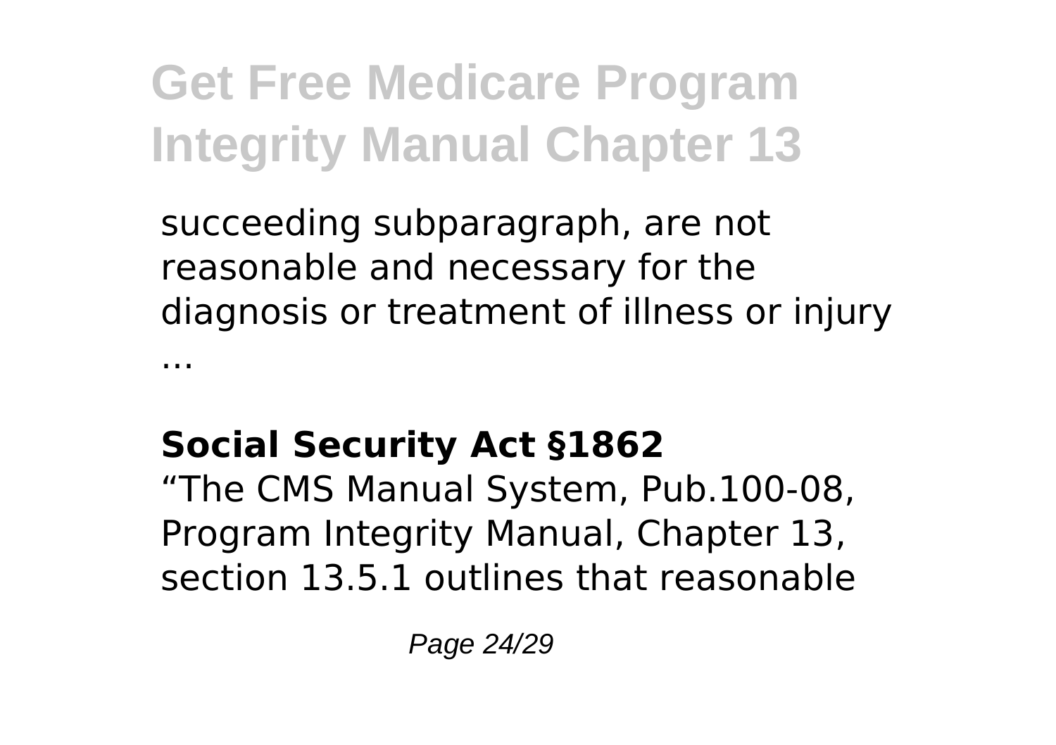succeeding subparagraph, are not reasonable and necessary for the diagnosis or treatment of illness or injury ...

### **Social Security Act §1862**

"The CMS Manual System, Pub.100-08, Program Integrity Manual, Chapter 13, section 13.5.1 outlines that reasonable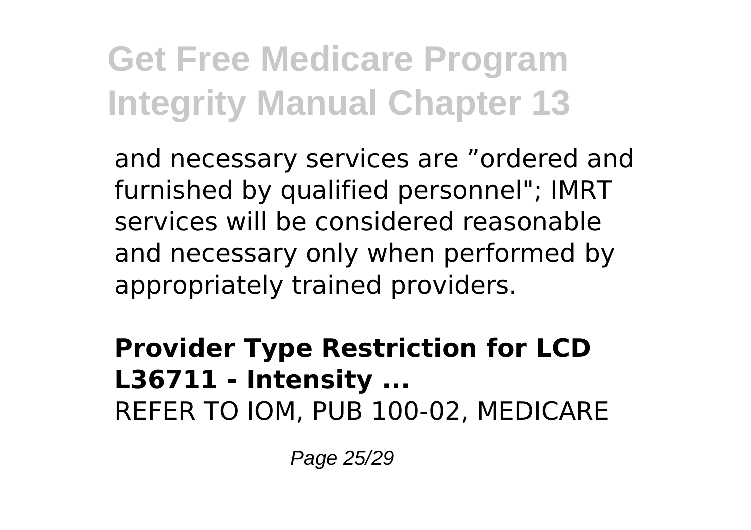and necessary services are ”ordered and furnished by qualified personnel"; IMRT services will be considered reasonable and necessary only when performed by appropriately trained providers.

**Provider Type Restriction for LCD L36711 - Intensity ...**

REFER TO IOM, PUB 100-02, MEDICARE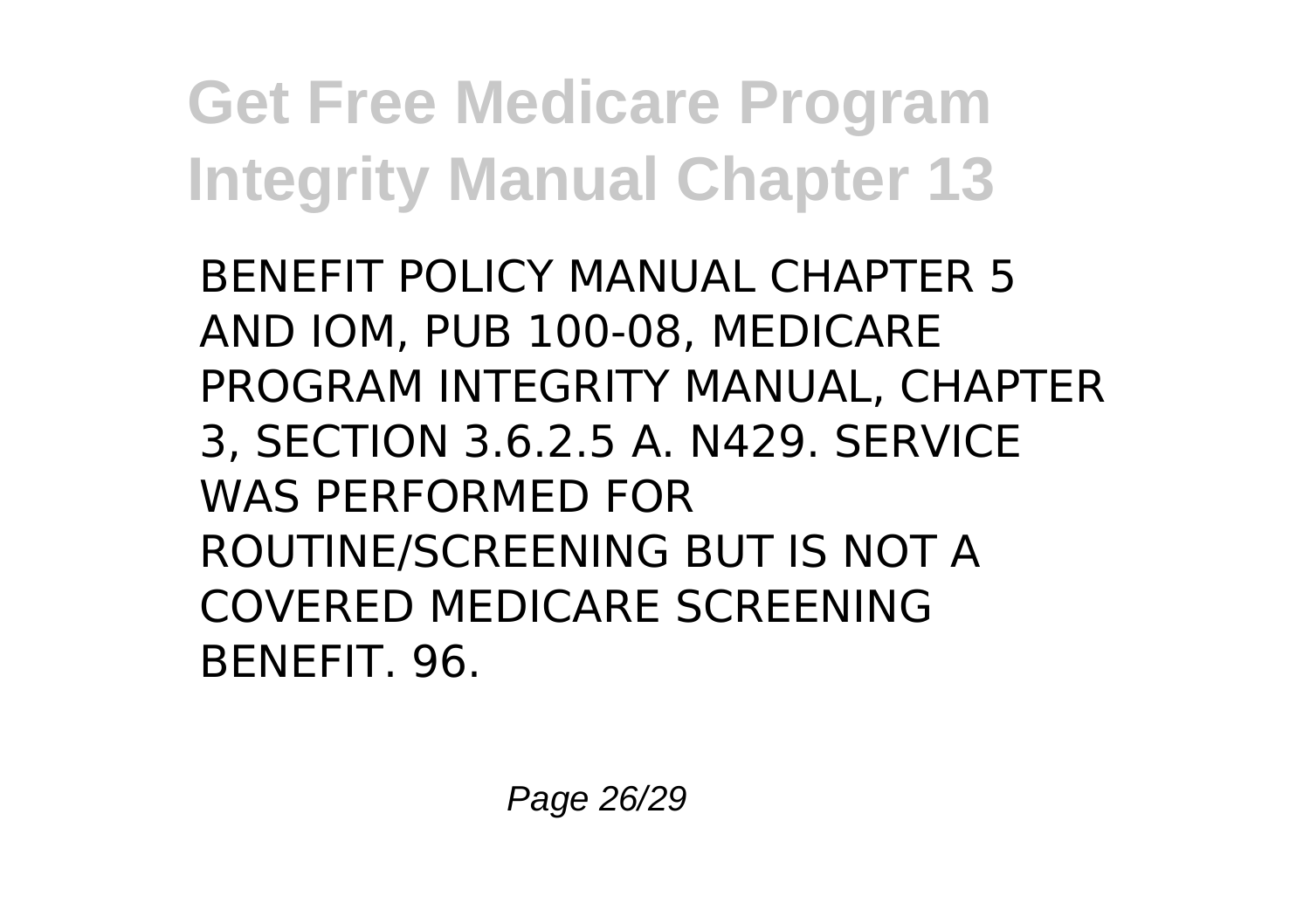BENEFIT POLICY MANUAL CHAPTER 5 AND IOM, PUB 100-08, MEDICARE PROGRAM INTEGRITY MANUAL, CHAPTER 3, SECTION 3.6.2.5 A. N429. SERVICE WAS PERFORMED FOR ROUTINE/SCREENING BUT IS NOT A COVERED MEDICARE SCREENING BENEFIT. 96.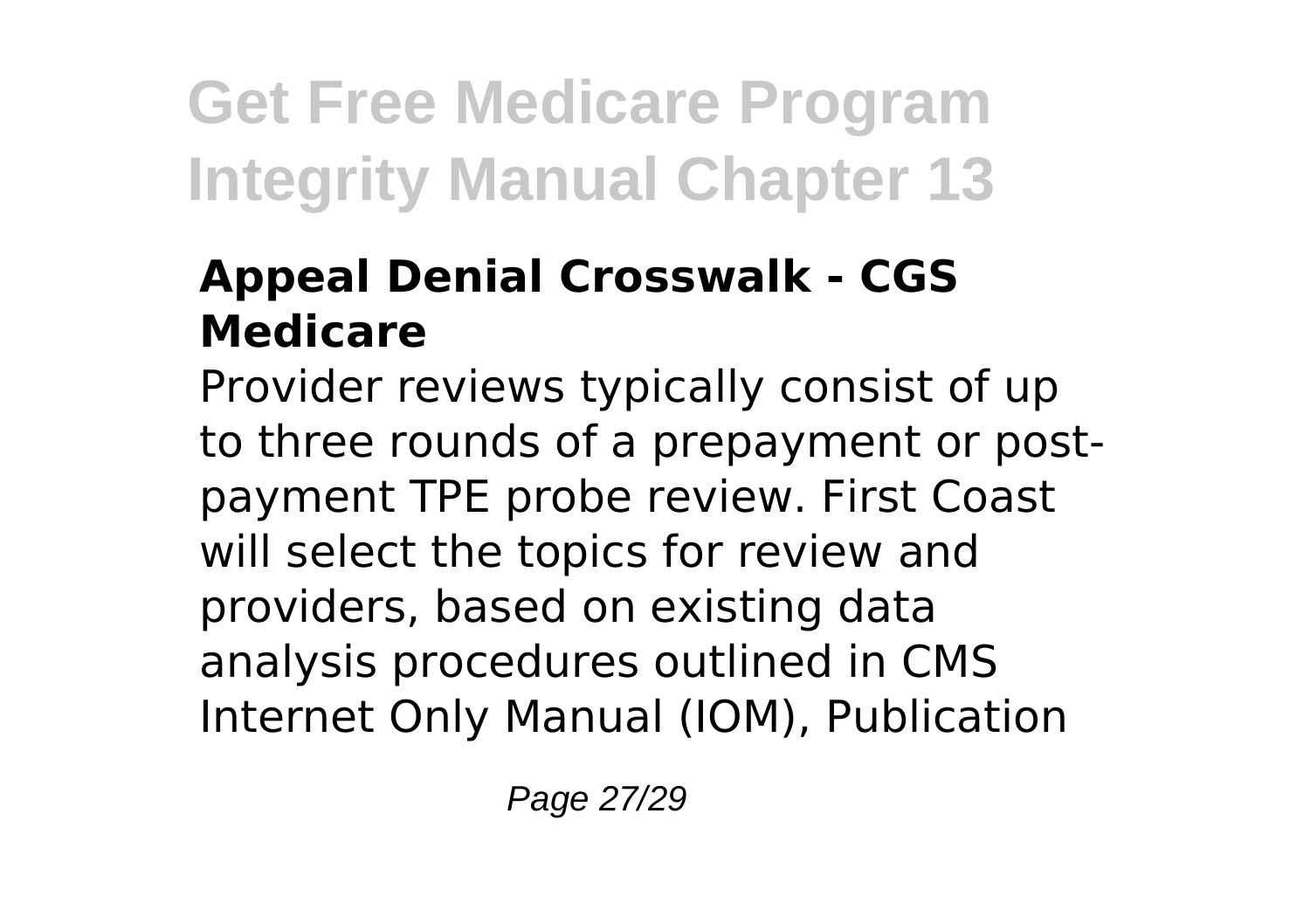### Appeal Denial Crosswalk - CGS Medicare

Provider reviews typically consist of up to three rounds of a prepayment or post-payment TPE probe review. First Coast will select the topics for review and providers, based on existing data analysis procedures outlined in CMS Internet Only Manual (IOM), Publication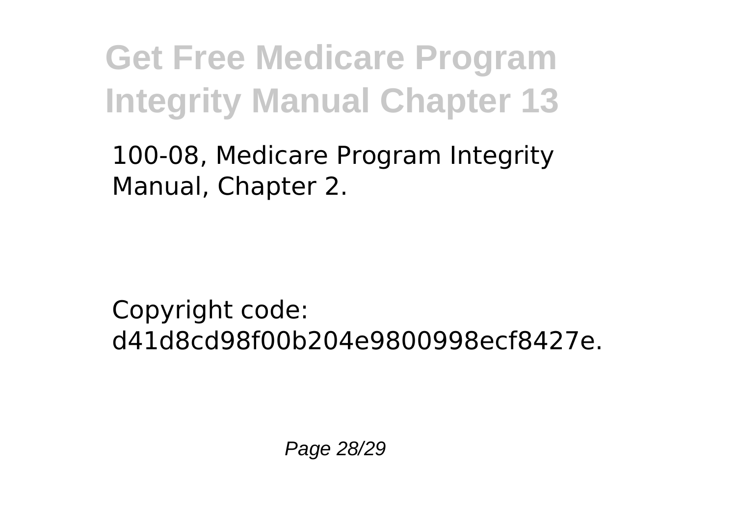100-08, Medicare Program Integrity Manual, Chapter 2.

Copyright code: d41d8cd98f00b204e9800998ecf8427e.